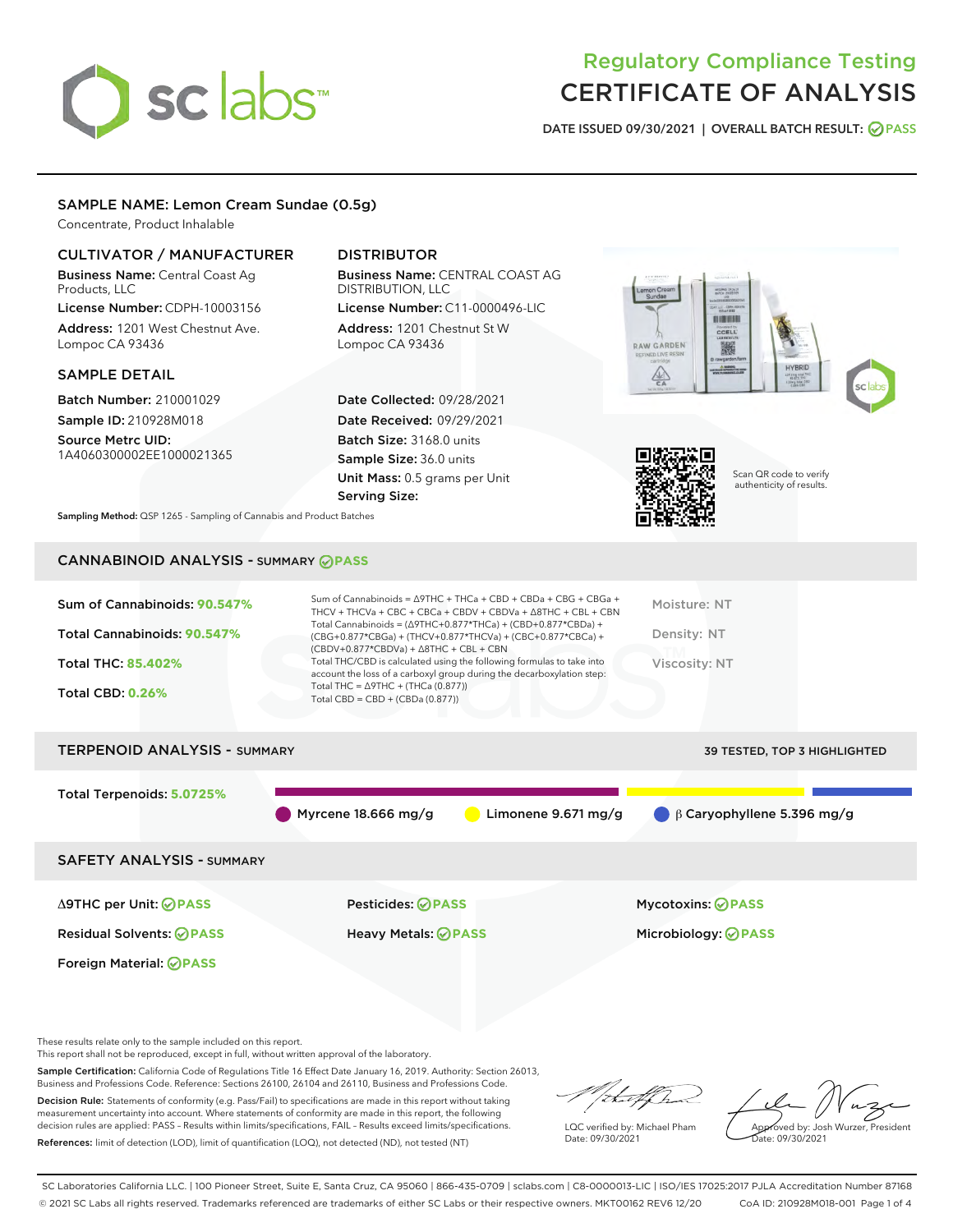# Regulatory Compliance Testing
# CERTIFICATE OF ANALYSIS

DATE ISSUED 09/30/2021 | OVERALL BATCH RESULT: PASS

## SAMPLE NAME: Lemon Cream Sundae (0.5g)

Concentrate, Product Inhalable

### CULTIVATOR / MANUFACTURER

**Business Name:** Central Coast Ag Products, LLC

**License Number:** CDPH-10003156

**Address:** 1201 West Chestnut Ave. Lompoc CA 93436

### DISTRIBUTOR

**Business Name:** CENTRAL COAST AG DISTRIBUTION, LLC

**License Number:** C11-0000496-LIC

**Address:** 1201 Chestnut St W Lompoc CA 93436

### SAMPLE DETAIL

**Batch Number:** 210001029

**Sample ID:** 210928M018

**Source Metrc UID:** 1A4060300002EE1000021365

**Date Collected:** 09/28/2021

**Date Received:** 09/29/2021

**Batch Size:** 3168.0 units

**Sample Size:** 36.0 units

**Unit Mass:** 0.5 grams per Unit

**Serving Size:**

Scan QR code to verify authenticity of results.

**Sampling Method:** QSP 1265 - Sampling of Cannabis and Product Batches

## CANNABINOID ANALYSIS - SUMMARY PASS

**Sum of Cannabinoids:** 90.547%

**Total Cannabinoids:** 90.547%

**Total THC:** 85.402%

**Total CBD:** 0.26%

Sum of Cannabinoids = Δ9THC + THCa + CBD + CBDa + CBG + CBGa + THCV + THCVa + CBC + CBCa + CBDV + CBDVa + Δ8THC + CBL + CBN

Total Cannabinoids = (Δ9THC+0.877*THCa) + (CBD+0.877*CBDa) + (CBG+0.877*CBGa) + (THCV+0.877*THCVa) + (CBC+0.877*CBCa) + (CBDV+0.877*CBDVa) + Δ8THC + CBL + CBN

Total THC/CBD is calculated using the following formulas to take into account the loss of a carboxyl group during the decarboxylation step:

Total THC = Δ9THC + (THCa (0.877))

Total CBD = CBD + (CBDa (0.877))

Moisture: NT

Density: NT

Viscosity: NT

## TERPENOID ANALYSIS - SUMMARY

39 TESTED, TOP 3 HIGHLIGHTED

**Total Terpenoids:** 5.0725%

Myrcene 18.666 mg/g | Limonene 9.671 mg/g | β Caryophyllene 5.396 mg/g

## SAFETY ANALYSIS - SUMMARY

| | | |
|---|---|---|
| Δ9THC per Unit: PASS | Pesticides: PASS | Mycotoxins: PASS |
| Residual Solvents: PASS | Heavy Metals: PASS | Microbiology: PASS |
| Foreign Material: PASS | | |

These results relate only to the sample included on this report.
This report shall not be reproduced, except in full, without written approval of the laboratory.

**Sample Certification:** California Code of Regulations Title 16 Effect Date January 16, 2019. Authority: Section 26013, Business and Professions Code. Reference: Sections 26100, 26104 and 26110, Business and Professions Code.

**Decision Rule:** Statements of conformity (e.g. Pass/Fail) to specifications are made in this report without taking measurement uncertainty into account. Where statements of conformity are made in this report, the following decision rules are applied: PASS – Results within limits/specifications, FAIL – Results exceed limits/specifications.

**References:** limit of detection (LOD), limit of quantification (LOQ), not detected (ND), not tested (NT)

LQC verified by: Michael Pham
Date: 09/30/2021

Approved by: Josh Wurzer, President
Date: 09/30/2021

SC Laboratories California LLC. | 100 Pioneer Street, Suite E, Santa Cruz, CA 95060 | 866-435-0709 | sclabs.com | C8-0000013-LIC | ISO/IES 17025:2017 PJLA Accreditation Number 87168
© 2021 SC Labs all rights reserved. Trademarks referenced are trademarks of either SC Labs or their respective owners. MKT00162 REV6 12/20 CoA ID: 210928M018-001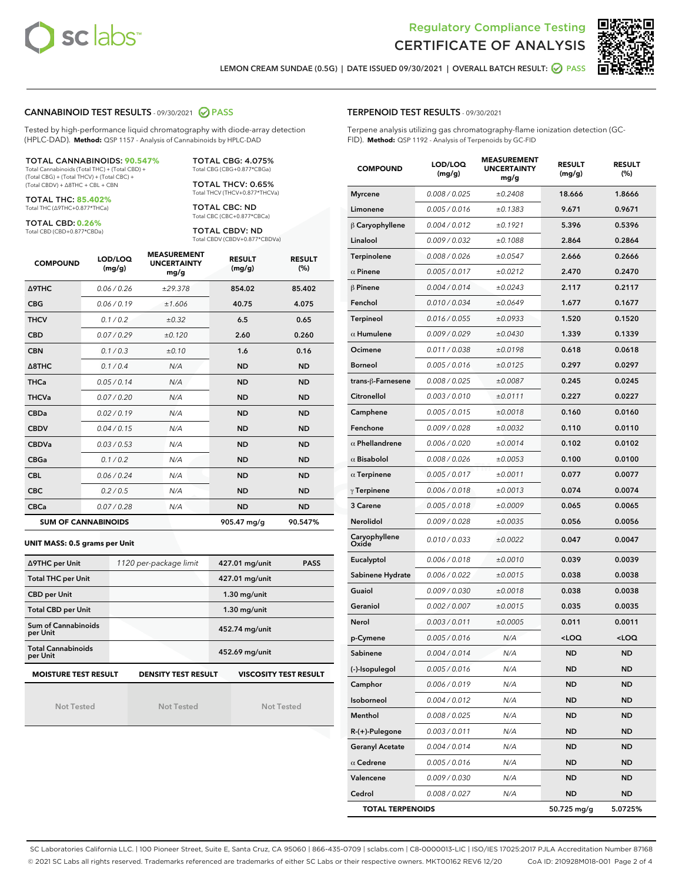LEMON CREAM SUNDAE (0.5G) | DATE ISSUED 09/30/2021 | OVERALL BATCH RESULT: PASS

## CANNABINOID TEST RESULTS - 09/30/2021 PASS

Tested by high-performance liquid chromatography with diode-array detection (HPLC-DAD). **Method:** QSP 1157 - Analysis of Cannabinoids by HPLC-DAD

**TOTAL CANNABINOIDS: 90.547%**
Total Cannabinoids (Total THC) + (Total CBD) + (Total CBG) + (Total THCV) + (Total CBC) + (Total CBDV) + Δ8THC + CBL + CBN

**TOTAL THC: 85.402%**
Total THC (Δ9THC+0.877*THCa)

**TOTAL CBD: 0.26%**
Total CBD (CBD+0.877*CBDa)

**TOTAL CBG: 4.075%**
Total CBG (CBG+0.877*CBGa)

**TOTAL THCV: 0.65%**
Total THCV (THCV+0.877*THCVa)

**TOTAL CBC: ND**
Total CBC (CBC+0.877*CBCa)

**TOTAL CBDV: ND**
Total CBDV (CBDV+0.877*CBDVa)

| COMPOUND | LOD/LOQ (mg/g) | MEASUREMENT UNCERTAINTY mg/g | RESULT (mg/g) | RESULT (%) |
|---|---|---|---|---|
| Δ9THC | 0.06 / 0.26 | ±29.378 | 854.02 | 85.402 |
| CBG | 0.06 / 0.19 | ±1.606 | 40.75 | 4.075 |
| THCV | 0.1 / 0.2 | ±0.32 | 6.5 | 0.65 |
| CBD | 0.07 / 0.29 | ±0.120 | 2.60 | 0.260 |
| CBN | 0.1 / 0.3 | ±0.10 | 1.6 | 0.16 |
| Δ8THC | 0.1 / 0.4 | N/A | ND | ND |
| THCa | 0.05 / 0.14 | N/A | ND | ND |
| THCVa | 0.07 / 0.20 | N/A | ND | ND |
| CBDa | 0.02 / 0.19 | N/A | ND | ND |
| CBDV | 0.04 / 0.15 | N/A | ND | ND |
| CBDVa | 0.03 / 0.53 | N/A | ND | ND |
| CBGa | 0.1 / 0.2 | N/A | ND | ND |
| CBL | 0.06 / 0.24 | N/A | ND | ND |
| CBC | 0.2 / 0.5 | N/A | ND | ND |
| CBCa | 0.07 / 0.28 | N/A | ND | ND |
| **SUM OF CANNABINOIDS** | | | **905.47 mg/g** | **90.547%** |

**UNIT MASS: 0.5 grams per Unit**

| | | | |
|---|---|---|---|
| Δ9THC per Unit | 1120 per-package limit | 427.01 mg/unit | PASS |
| Total THC per Unit | | 427.01 mg/unit | |
| CBD per Unit | | 1.30 mg/unit | |
| Total CBD per Unit | | 1.30 mg/unit | |
| Sum of Cannabinoids per Unit | | 452.74 mg/unit | |
| Total Cannabinoids per Unit | | 452.69 mg/unit | |

| MOISTURE TEST RESULT | DENSITY TEST RESULT | VISCOSITY TEST RESULT |
|---|---|---|
| Not Tested | Not Tested | Not Tested |

## TERPENOID TEST RESULTS - 09/30/2021

Terpene analysis utilizing gas chromatography-flame ionization detection (GC-FID). **Method:** QSP 1192 - Analysis of Terpenoids by GC-FID

| COMPOUND | LOD/LOQ (mg/g) | MEASUREMENT UNCERTAINTY mg/g | RESULT (mg/g) | RESULT (%) |
|---|---|---|---|---|
| Myrcene | 0.008 / 0.025 | ±0.2408 | 18.666 | 1.8666 |
| Limonene | 0.005 / 0.016 | ±0.1383 | 9.671 | 0.9671 |
| β Caryophyllene | 0.004 / 0.012 | ±0.1921 | 5.396 | 0.5396 |
| Linalool | 0.009 / 0.032 | ±0.1088 | 2.864 | 0.2864 |
| Terpinolene | 0.008 / 0.026 | ±0.0547 | 2.666 | 0.2666 |
| α Pinene | 0.005 / 0.017 | ±0.0212 | 2.470 | 0.2470 |
| β Pinene | 0.004 / 0.014 | ±0.0243 | 2.117 | 0.2117 |
| Fenchol | 0.010 / 0.034 | ±0.0649 | 1.677 | 0.1677 |
| Terpineol | 0.016 / 0.055 | ±0.0933 | 1.520 | 0.1520 |
| α Humulene | 0.009 / 0.029 | ±0.0430 | 1.339 | 0.1339 |
| Ocimene | 0.011 / 0.038 | ±0.0198 | 0.618 | 0.0618 |
| Borneol | 0.005 / 0.016 | ±0.0125 | 0.297 | 0.0297 |
| trans-β-Farnesene | 0.008 / 0.025 | ±0.0087 | 0.245 | 0.0245 |
| Citronellol | 0.003 / 0.010 | ±0.0111 | 0.227 | 0.0227 |
| Camphene | 0.005 / 0.015 | ±0.0018 | 0.160 | 0.0160 |
| Fenchone | 0.009 / 0.028 | ±0.0032 | 0.110 | 0.0110 |
| α Phellandrene | 0.006 / 0.020 | ±0.0014 | 0.102 | 0.0102 |
| α Bisabolol | 0.008 / 0.026 | ±0.0053 | 0.100 | 0.0100 |
| α Terpinene | 0.005 / 0.017 | ±0.0011 | 0.077 | 0.0077 |
| γ Terpinene | 0.006 / 0.018 | ±0.0013 | 0.074 | 0.0074 |
| 3 Carene | 0.005 / 0.018 | ±0.0009 | 0.065 | 0.0065 |
| Nerolidol | 0.009 / 0.028 | ±0.0035 | 0.056 | 0.0056 |
| Caryophyllene Oxide | 0.010 / 0.033 | ±0.0022 | 0.047 | 0.0047 |
| Eucalyptol | 0.006 / 0.018 | ±0.0010 | 0.039 | 0.0039 |
| Sabinene Hydrate | 0.006 / 0.022 | ±0.0015 | 0.038 | 0.0038 |
| Guaiol | 0.009 / 0.030 | ±0.0018 | 0.038 | 0.0038 |
| Geraniol | 0.002 / 0.007 | ±0.0015 | 0.035 | 0.0035 |
| Nerol | 0.003 / 0.011 | ±0.0005 | 0.011 | 0.0011 |
| p-Cymene | 0.005 / 0.016 | N/A | <LOQ | <LOQ |
| Sabinene | 0.004 / 0.014 | N/A | ND | ND |
| (-)-Isopulegol | 0.005 / 0.016 | N/A | ND | ND |
| Camphor | 0.006 / 0.019 | N/A | ND | ND |
| Isoborneol | 0.004 / 0.012 | N/A | ND | ND |
| Menthol | 0.008 / 0.025 | N/A | ND | ND |
| R-(+)-Pulegone | 0.003 / 0.011 | N/A | ND | ND |
| Geranyl Acetate | 0.004 / 0.014 | N/A | ND | ND |
| α Cedrene | 0.005 / 0.016 | N/A | ND | ND |
| Valencene | 0.009 / 0.030 | N/A | ND | ND |
| Cedrol | 0.008 / 0.027 | N/A | ND | ND |
| **TOTAL TERPENOIDS** | | | **50.725 mg/g** | **5.0725%** |

SC Laboratories California LLC. | 100 Pioneer Street, Suite E, Santa Cruz, CA 95060 | 866-435-0709 | sclabs.com | C8-0000013-LIC | ISO/IES 17025:2017 PJLA Accreditation Number 87168
© 2021 SC Labs all rights reserved. Trademarks referenced are trademarks of either SC Labs or their respective owners. MKT00162 REV6 12/20 CoA ID: 210928M018-001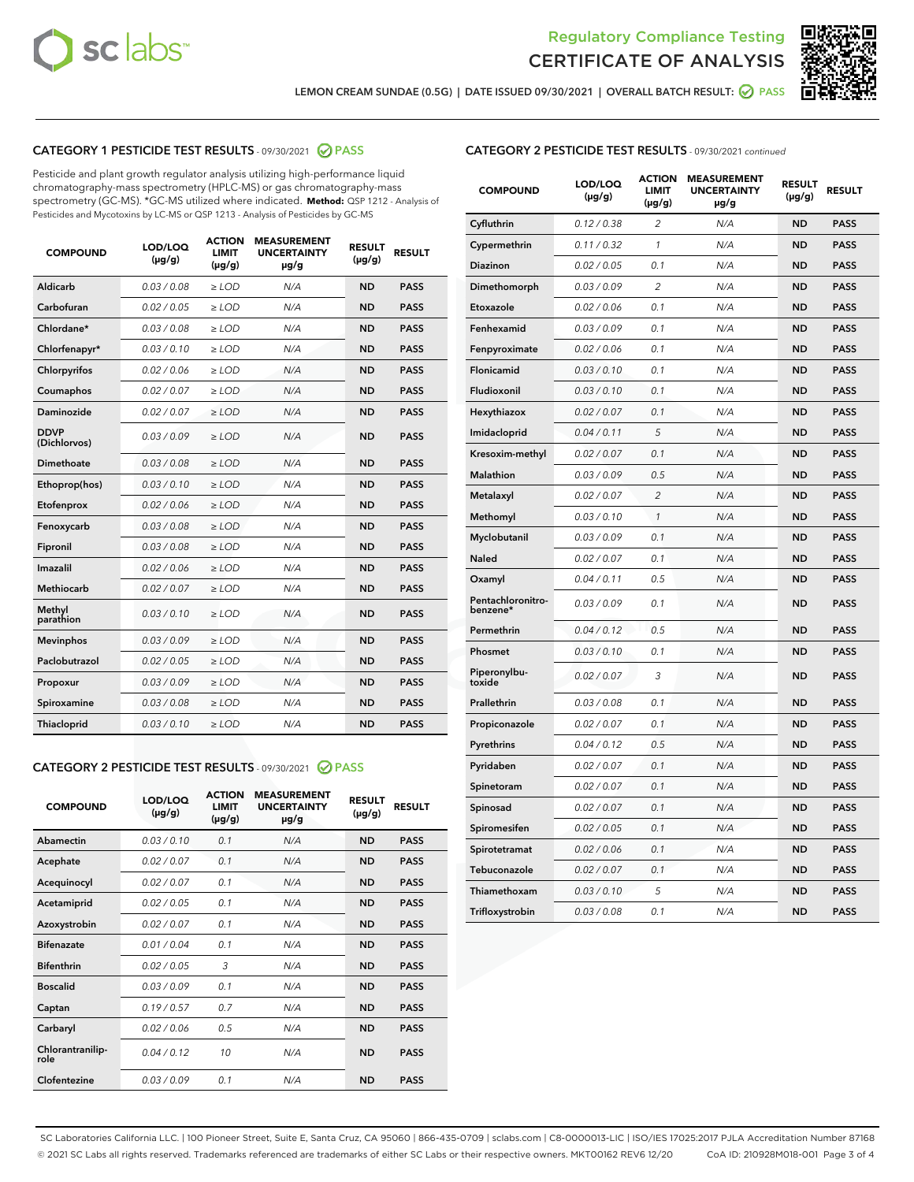# Regulatory Compliance Testing
# CERTIFICATE OF ANALYSIS

LEMON CREAM SUNDAE (0.5G) | DATE ISSUED 09/30/2021 | OVERALL BATCH RESULT: PASS

## CATEGORY 1 PESTICIDE TEST RESULTS - 09/30/2021 PASS

Pesticide and plant growth regulator analysis utilizing high-performance liquid chromatography-mass spectrometry (HPLC-MS) or gas chromatography-mass spectrometry (GC-MS). *GC-MS utilized where indicated. **Method:** QSP 1212 - Analysis of Pesticides and Mycotoxins by LC-MS or QSP 1213 - Analysis of Pesticides by GC-MS

| COMPOUND | LOD/LOQ (µg/g) | ACTION LIMIT (µg/g) | MEASUREMENT UNCERTAINTY µg/g | RESULT (µg/g) | RESULT |
|---|---|---|---|---|---|
| Aldicarb | 0.03 / 0.08 | ≥ LOD | N/A | ND | PASS |
| Carbofuran | 0.02 / 0.05 | ≥ LOD | N/A | ND | PASS |
| Chlordane* | 0.03 / 0.08 | ≥ LOD | N/A | ND | PASS |
| Chlorfenapyr* | 0.03 / 0.10 | ≥ LOD | N/A | ND | PASS |
| Chlorpyrifos | 0.02 / 0.06 | ≥ LOD | N/A | ND | PASS |
| Coumaphos | 0.02 / 0.07 | ≥ LOD | N/A | ND | PASS |
| Daminozide | 0.02 / 0.07 | ≥ LOD | N/A | ND | PASS |
| DDVP (Dichlorvos) | 0.03 / 0.09 | ≥ LOD | N/A | ND | PASS |
| Dimethoate | 0.03 / 0.08 | ≥ LOD | N/A | ND | PASS |
| Ethoprop(hos) | 0.03 / 0.10 | ≥ LOD | N/A | ND | PASS |
| Etofenprox | 0.02 / 0.06 | ≥ LOD | N/A | ND | PASS |
| Fenoxycarb | 0.03 / 0.08 | ≥ LOD | N/A | ND | PASS |
| Fipronil | 0.03 / 0.08 | ≥ LOD | N/A | ND | PASS |
| Imazalil | 0.02 / 0.06 | ≥ LOD | N/A | ND | PASS |
| Methiocarb | 0.02 / 0.07 | ≥ LOD | N/A | ND | PASS |
| Methyl parathion | 0.03 / 0.10 | ≥ LOD | N/A | ND | PASS |
| Mevinphos | 0.03 / 0.09 | ≥ LOD | N/A | ND | PASS |
| Paclobutrazol | 0.02 / 0.05 | ≥ LOD | N/A | ND | PASS |
| Propoxur | 0.03 / 0.09 | ≥ LOD | N/A | ND | PASS |
| Spiroxamine | 0.03 / 0.08 | ≥ LOD | N/A | ND | PASS |
| Thiacloprid | 0.03 / 0.10 | ≥ LOD | N/A | ND | PASS |

## CATEGORY 2 PESTICIDE TEST RESULTS - 09/30/2021 PASS

| COMPOUND | LOD/LOQ (µg/g) | ACTION LIMIT (µg/g) | MEASUREMENT UNCERTAINTY µg/g | RESULT (µg/g) | RESULT |
|---|---|---|---|---|---|
| Abamectin | 0.03 / 0.10 | 0.1 | N/A | ND | PASS |
| Acephate | 0.02 / 0.07 | 0.1 | N/A | ND | PASS |
| Acequinocyl | 0.02 / 0.07 | 0.1 | N/A | ND | PASS |
| Acetamiprid | 0.02 / 0.05 | 0.1 | N/A | ND | PASS |
| Azoxystrobin | 0.02 / 0.07 | 0.1 | N/A | ND | PASS |
| Bifenazate | 0.01 / 0.04 | 0.1 | N/A | ND | PASS |
| Bifenthrin | 0.02 / 0.05 | 3 | N/A | ND | PASS |
| Boscalid | 0.03 / 0.09 | 0.1 | N/A | ND | PASS |
| Captan | 0.19 / 0.57 | 0.7 | N/A | ND | PASS |
| Carbaryl | 0.02 / 0.06 | 0.5 | N/A | ND | PASS |
| Chlorantraniliprole | 0.04 / 0.12 | 10 | N/A | ND | PASS |
| Clofentezine | 0.03 / 0.09 | 0.1 | N/A | ND | PASS |
| Cyfluthrin | 0.12 / 0.38 | 2 | N/A | ND | PASS |
| Cypermethrin | 0.11 / 0.32 | 1 | N/A | ND | PASS |
| Diazinon | 0.02 / 0.05 | 0.1 | N/A | ND | PASS |
| Dimethomorph | 0.03 / 0.09 | 2 | N/A | ND | PASS |
| Etoxazole | 0.02 / 0.06 | 0.1 | N/A | ND | PASS |
| Fenhexamid | 0.03 / 0.09 | 0.1 | N/A | ND | PASS |
| Fenpyroximate | 0.02 / 0.06 | 0.1 | N/A | ND | PASS |
| Flonicamid | 0.03 / 0.10 | 0.1 | N/A | ND | PASS |
| Fludioxonil | 0.03 / 0.10 | 0.1 | N/A | ND | PASS |
| Hexythiazox | 0.02 / 0.07 | 0.1 | N/A | ND | PASS |
| Imidacloprid | 0.04 / 0.11 | 5 | N/A | ND | PASS |
| Kresoxim-methyl | 0.02 / 0.07 | 0.1 | N/A | ND | PASS |
| Malathion | 0.03 / 0.09 | 0.5 | N/A | ND | PASS |
| Metalaxyl | 0.02 / 0.07 | 2 | N/A | ND | PASS |
| Methomyl | 0.03 / 0.10 | 1 | N/A | ND | PASS |
| Myclobutanil | 0.03 / 0.09 | 0.1 | N/A | ND | PASS |
| Naled | 0.02 / 0.07 | 0.1 | N/A | ND | PASS |
| Oxamyl | 0.04 / 0.11 | 0.5 | N/A | ND | PASS |
| Pentachloronitrobenzene* | 0.03 / 0.09 | 0.1 | N/A | ND | PASS |
| Permethrin | 0.04 / 0.12 | 0.5 | N/A | ND | PASS |
| Phosmet | 0.03 / 0.10 | 0.1 | N/A | ND | PASS |
| Piperonylbutoxide | 0.02 / 0.07 | 3 | N/A | ND | PASS |
| Prallethrin | 0.03 / 0.08 | 0.1 | N/A | ND | PASS |
| Propiconazole | 0.02 / 0.07 | 0.1 | N/A | ND | PASS |
| Pyrethrins | 0.04 / 0.12 | 0.5 | N/A | ND | PASS |
| Pyridaben | 0.02 / 0.07 | 0.1 | N/A | ND | PASS |
| Spinetoram | 0.02 / 0.07 | 0.1 | N/A | ND | PASS |
| Spinosad | 0.02 / 0.07 | 0.1 | N/A | ND | PASS |
| Spiromesifen | 0.02 / 0.05 | 0.1 | N/A | ND | PASS |
| Spirotetramat | 0.02 / 0.06 | 0.1 | N/A | ND | PASS |
| Tebuconazole | 0.02 / 0.07 | 0.1 | N/A | ND | PASS |
| Thiamethoxam | 0.03 / 0.10 | 5 | N/A | ND | PASS |
| Trifloxystrobin | 0.03 / 0.08 | 0.1 | N/A | ND | PASS |

SC Laboratories California LLC. | 100 Pioneer Street, Suite E, Santa Cruz, CA 95060 | 866-435-0709 | sclabs.com | C8-0000013-LIC | ISO/IES 17025:2017 PJLA Accreditation Number 87168
© 2021 SC Labs all rights reserved. Trademarks referenced are trademarks of either SC Labs or their respective owners. MKT00162 REV6 12/20 CoA ID: 210928M018-001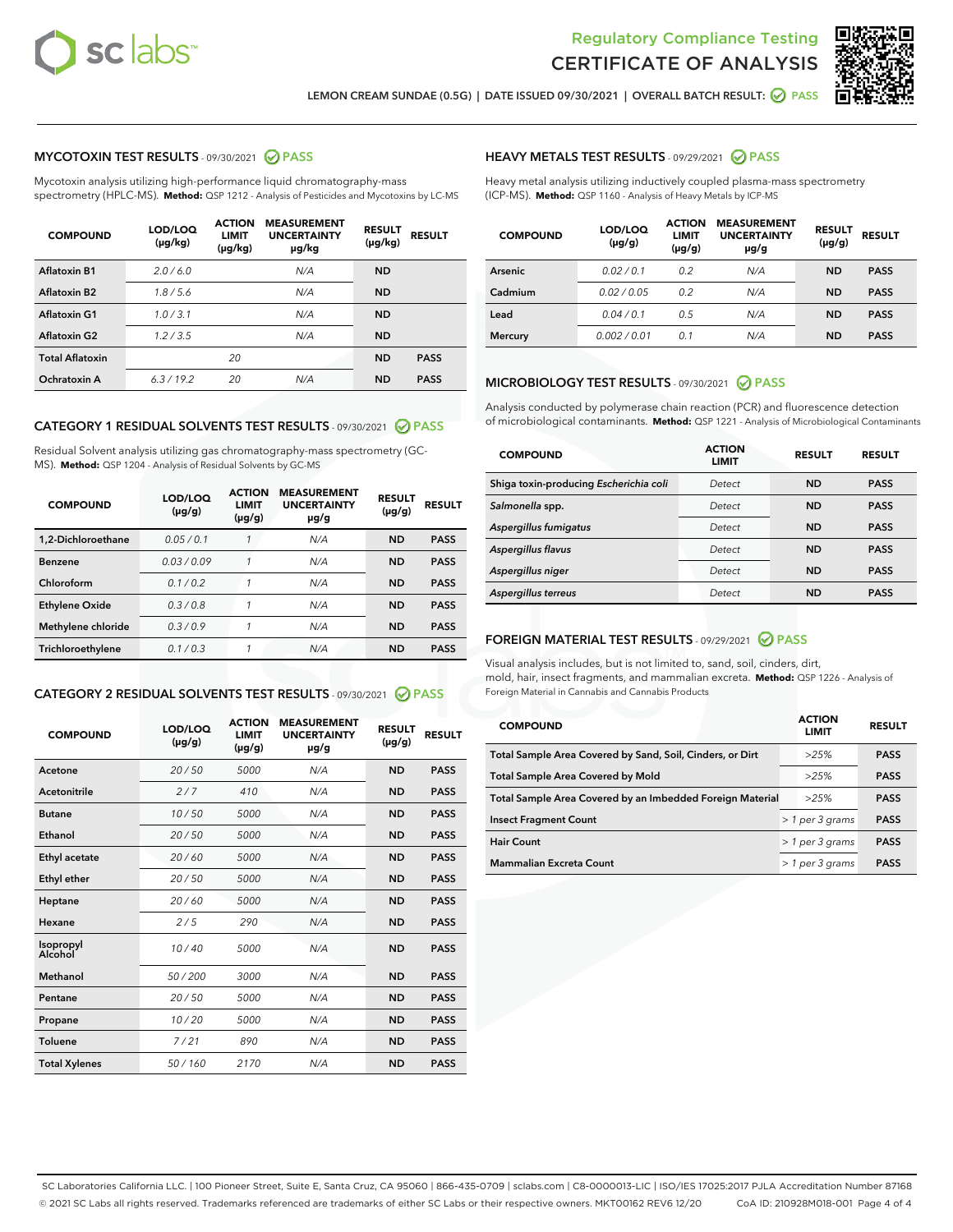# Regulatory Compliance Testing
# CERTIFICATE OF ANALYSIS

LEMON CREAM SUNDAE (0.5G) | DATE ISSUED 09/30/2021 | OVERALL BATCH RESULT: PASS

## MYCOTOXIN TEST RESULTS - 09/30/2021 PASS

Mycotoxin analysis utilizing high-performance liquid chromatography-mass spectrometry (HPLC-MS). **Method:** QSP 1212 - Analysis of Pesticides and Mycotoxins by LC-MS

| COMPOUND | LOD/LOQ (µg/kg) | ACTION LIMIT (µg/kg) | MEASUREMENT UNCERTAINTY µg/kg | RESULT (µg/kg) | RESULT |
|---|---|---|---|---|---|
| Aflatoxin B1 | 2.0 / 6.0 | | N/A | ND | |
| Aflatoxin B2 | 1.8 / 5.6 | | N/A | ND | |
| Aflatoxin G1 | 1.0 / 3.1 | | N/A | ND | |
| Aflatoxin G2 | 1.2 / 3.5 | | N/A | ND | |
| Total Aflatoxin | | 20 | | ND | PASS |
| Ochratoxin A | 6.3 / 19.2 | 20 | N/A | ND | PASS |

## CATEGORY 1 RESIDUAL SOLVENTS TEST RESULTS - 09/30/2021 PASS

Residual Solvent analysis utilizing gas chromatography-mass spectrometry (GC-MS). **Method:** QSP 1204 - Analysis of Residual Solvents by GC-MS

| COMPOUND | LOD/LOQ (µg/g) | ACTION LIMIT (µg/g) | MEASUREMENT UNCERTAINTY µg/g | RESULT (µg/g) | RESULT |
|---|---|---|---|---|---|
| 1,2-Dichloroethane | 0.05 / 0.1 | 1 | N/A | ND | PASS |
| Benzene | 0.03 / 0.09 | 1 | N/A | ND | PASS |
| Chloroform | 0.1 / 0.2 | 1 | N/A | ND | PASS |
| Ethylene Oxide | 0.3 / 0.8 | 1 | N/A | ND | PASS |
| Methylene chloride | 0.3 / 0.9 | 1 | N/A | ND | PASS |
| Trichloroethylene | 0.1 / 0.3 | 1 | N/A | ND | PASS |

## CATEGORY 2 RESIDUAL SOLVENTS TEST RESULTS - 09/30/2021 PASS

| COMPOUND | LOD/LOQ (µg/g) | ACTION LIMIT (µg/g) | MEASUREMENT UNCERTAINTY µg/g | RESULT (µg/g) | RESULT |
|---|---|---|---|---|---|
| Acetone | 20 / 50 | 5000 | N/A | ND | PASS |
| Acetonitrile | 2 / 7 | 410 | N/A | ND | PASS |
| Butane | 10 / 50 | 5000 | N/A | ND | PASS |
| Ethanol | 20 / 50 | 5000 | N/A | ND | PASS |
| Ethyl acetate | 20 / 60 | 5000 | N/A | ND | PASS |
| Ethyl ether | 20 / 50 | 5000 | N/A | ND | PASS |
| Heptane | 20 / 60 | 5000 | N/A | ND | PASS |
| Hexane | 2 / 5 | 290 | N/A | ND | PASS |
| Isopropyl Alcohol | 10 / 40 | 5000 | N/A | ND | PASS |
| Methanol | 50 / 200 | 3000 | N/A | ND | PASS |
| Pentane | 20 / 50 | 5000 | N/A | ND | PASS |
| Propane | 10 / 20 | 5000 | N/A | ND | PASS |
| Toluene | 7 / 21 | 890 | N/A | ND | PASS |
| Total Xylenes | 50 / 160 | 2170 | N/A | ND | PASS |

## HEAVY METALS TEST RESULTS - 09/29/2021 PASS

Heavy metal analysis utilizing inductively coupled plasma-mass spectrometry (ICP-MS). **Method:** QSP 1160 - Analysis of Heavy Metals by ICP-MS

| COMPOUND | LOD/LOQ (µg/g) | ACTION LIMIT (µg/g) | MEASUREMENT UNCERTAINTY µg/g | RESULT (µg/g) | RESULT |
|---|---|---|---|---|---|
| Arsenic | 0.02 / 0.1 | 0.2 | N/A | ND | PASS |
| Cadmium | 0.02 / 0.05 | 0.2 | N/A | ND | PASS |
| Lead | 0.04 / 0.1 | 0.5 | N/A | ND | PASS |
| Mercury | 0.002 / 0.01 | 0.1 | N/A | ND | PASS |

## MICROBIOLOGY TEST RESULTS - 09/30/2021 PASS

Analysis conducted by polymerase chain reaction (PCR) and fluorescence detection of microbiological contaminants. **Method:** QSP 1221 - Analysis of Microbiological Contaminants

| COMPOUND | ACTION LIMIT | RESULT | RESULT |
|---|---|---|---|
| Shiga toxin-producing *Escherichia coli* | Detect | ND | PASS |
| *Salmonella* spp. | Detect | ND | PASS |
| *Aspergillus fumigatus* | Detect | ND | PASS |
| *Aspergillus flavus* | Detect | ND | PASS |
| *Aspergillus niger* | Detect | ND | PASS |
| *Aspergillus terreus* | Detect | ND | PASS |

## FOREIGN MATERIAL TEST RESULTS - 09/29/2021 PASS

Visual analysis includes, but is not limited to, sand, soil, cinders, dirt, mold, hair, insect fragments, and mammalian excreta. **Method:** QSP 1226 - Analysis of Foreign Material in Cannabis and Cannabis Products

| COMPOUND | ACTION LIMIT | RESULT |
|---|---|---|
| Total Sample Area Covered by Sand, Soil, Cinders, or Dirt | >25% | PASS |
| Total Sample Area Covered by Mold | >25% | PASS |
| Total Sample Area Covered by an Imbedded Foreign Material | >25% | PASS |
| Insect Fragment Count | > 1 per 3 grams | PASS |
| Hair Count | > 1 per 3 grams | PASS |
| Mammalian Excreta Count | > 1 per 3 grams | PASS |

SC Laboratories California LLC. | 100 Pioneer Street, Suite E, Santa Cruz, CA 95060 | 866-435-0709 | sclabs.com | C8-0000013-LIC | ISO/IES 17025:2017 PJLA Accreditation Number 87168
© 2021 SC Labs all rights reserved. Trademarks referenced are trademarks of either SC Labs or their respective owners. MKT00162 REV6 12/20 CoA ID: 210928M018-001